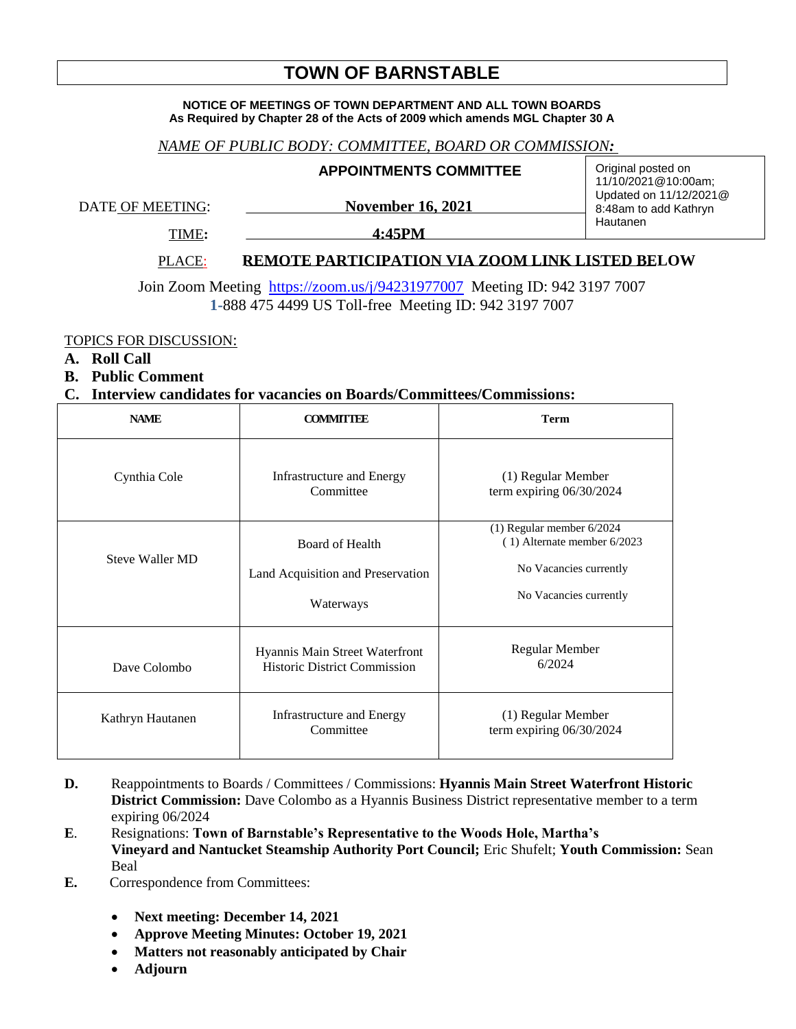# TOWN OF BARNSTABLE

**NOTICE OF MEETINGS OF TOWN DEPARTMENT AND ALL TOWN BOARDS**
**As Required by Chapter 28 of the Acts of 2009 which amends MGL Chapter 30 A**

*NAME OF PUBLIC BODY: COMMITTEE, BOARD OR COMMISSION:*

**APPOINTMENTS COMMITTEE**

Original posted on 11/10/2021@10:00am; Updated on 11/12/2021@ 8:48am to add Kathryn Hautanen

DATE OF MEETING: **November 16, 2021**

TIME: **4:45PM**

PLACE: **REMOTE PARTICIPATION VIA ZOOM LINK LISTED BELOW**

Join Zoom Meeting https://zoom.us/j/94231977007 Meeting ID: 942 3197 7007
1-888 475 4499 US Toll-free Meeting ID: 942 3197 7007

TOPICS FOR DISCUSSION:

**A. Roll Call**

**B. Public Comment**

**C. Interview candidates for vacancies on Boards/Committees/Commissions:**

| NAME | COMMITTEE | Term |
|---|---|---|
| Cynthia Cole | Infrastructure and Energy Committee | (1) Regular Member term expiring 06/30/2024 |
| Steve Waller MD | Board of Health<br>Land Acquisition and Preservation<br>Waterways | (1) Regular member 6/2024<br>(1) Alternate member 6/2023<br>No Vacancies currently<br>No Vacancies currently |
| Dave Colombo | Hyannis Main Street Waterfront Historic District Commission | Regular Member 6/2024 |
| Kathryn Hautanen | Infrastructure and Energy Committee | (1) Regular Member term expiring 06/30/2024 |

**D.** Reappointments to Boards / Committees / Commissions: **Hyannis Main Street Waterfront Historic District Commission:** Dave Colombo as a Hyannis Business District representative member to a term expiring 06/2024

**E**. Resignations: **Town of Barnstable's Representative to the Woods Hole, Martha's Vineyard and Nantucket Steamship Authority Port Council;** Eric Shufelt; **Youth Commission:** Sean Beal

**E.** Correspondence from Committees:

- **Next meeting: December 14, 2021**
- **Approve Meeting Minutes: October 19, 2021**
- **Matters not reasonably anticipated by Chair**
- **Adjourn**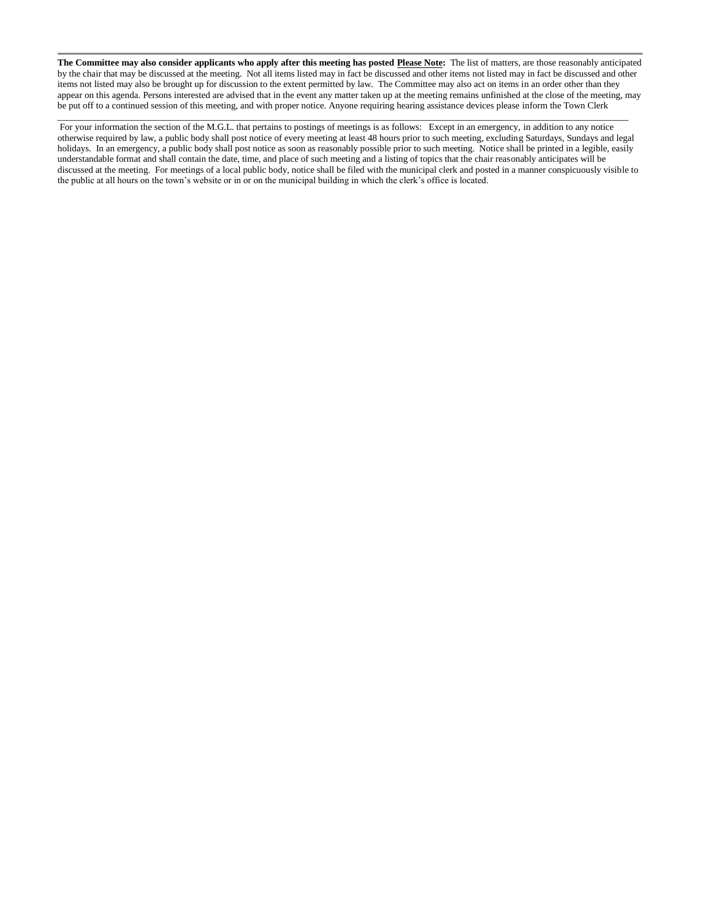---

**The Committee may also consider applicants who apply after this meeting has posted** **Please Note:** The list of matters, are those reasonably anticipated by the chair that may be discussed at the meeting. Not all items listed may in fact be discussed and other items not listed may in fact be discussed and other items not listed may also be brought up for discussion to the extent permitted by law. The Committee may also act on items in an order other than they appear on this agenda. Persons interested are advised that in the event any matter taken up at the meeting remains unfinished at the close of the meeting, may be put off to a continued session of this meeting, and with proper notice. Anyone requiring hearing assistance devices please inform the Town Clerk

---

For your information the section of the M.G.L. that pertains to postings of meetings is as follows: Except in an emergency, in addition to any notice otherwise required by law, a public body shall post notice of every meeting at least 48 hours prior to such meeting, excluding Saturdays, Sundays and legal holidays. In an emergency, a public body shall post notice as soon as reasonably possible prior to such meeting. Notice shall be printed in a legible, easily understandable format and shall contain the date, time, and place of such meeting and a listing of topics that the chair reasonably anticipates will be discussed at the meeting. For meetings of a local public body, notice shall be filed with the municipal clerk and posted in a manner conspicuously visible to the public at all hours on the town's website or in or on the municipal building in which the clerk's office is located.